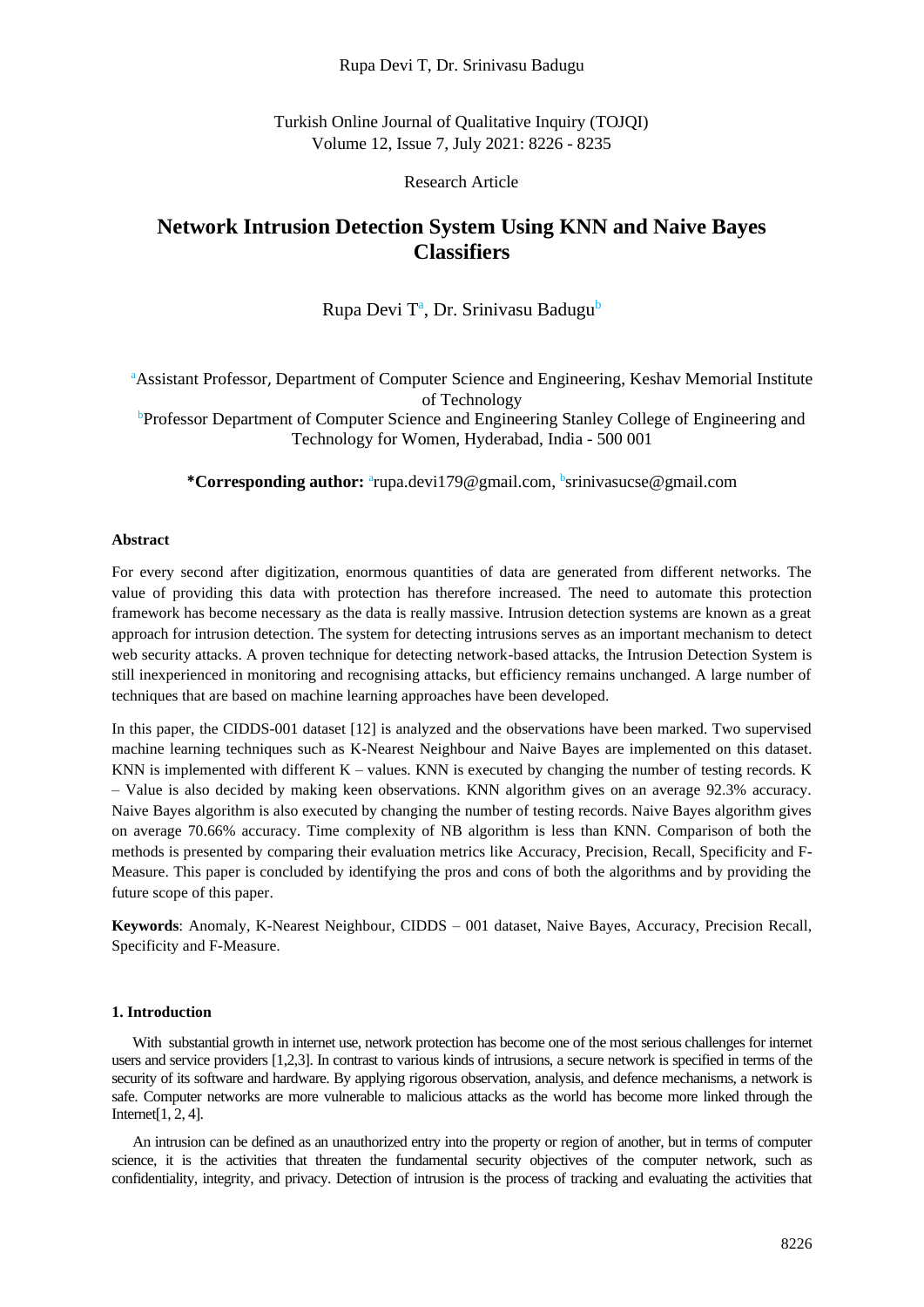Turkish Online Journal of Qualitative Inquiry (TOJQI)
Volume 12, Issue 7, July 2021: 8226 - 8235

Research Article

# Network Intrusion Detection System Using KNN and Naive Bayes Classifiers

Rupa Devi T[a], Dr. Srinivasu Badugu[b]

[a]Assistant Professor, Department of Computer Science and Engineering, Keshav Memorial Institute of Technology
[b]Professor Department of Computer Science and Engineering Stanley College of Engineering and Technology for Women, Hyderabad, India - 500 001

**\*Corresponding author:** [a]rupa.devi179@gmail.com, [b]srinivasucse@gmail.com

#### Abstract

For every second after digitization, enormous quantities of data are generated from different networks. The value of providing this data with protection has therefore increased. The need to automate this protection framework has become necessary as the data is really massive. Intrusion detection systems are known as a great approach for intrusion detection. The system for detecting intrusions serves as an important mechanism to detect web security attacks. A proven technique for detecting network-based attacks, the Intrusion Detection System is still inexperienced in monitoring and recognising attacks, but efficiency remains unchanged. A large number of techniques that are based on machine learning approaches have been developed.

In this paper, the CIDDS-001 dataset [12] is analyzed and the observations have been marked. Two supervised machine learning techniques such as K-Nearest Neighbour and Naive Bayes are implemented on this dataset. KNN is implemented with different K – values. KNN is executed by changing the number of testing records. K – Value is also decided by making keen observations. KNN algorithm gives on an average 92.3% accuracy. Naive Bayes algorithm is also executed by changing the number of testing records. Naive Bayes algorithm gives on average 70.66% accuracy. Time complexity of NB algorithm is less than KNN. Comparison of both the methods is presented by comparing their evaluation metrics like Accuracy, Precision, Recall, Specificity and F-Measure. This paper is concluded by identifying the pros and cons of both the algorithms and by providing the future scope of this paper.

**Keywords**: Anomaly, K-Nearest Neighbour, CIDDS – 001 dataset, Naive Bayes, Accuracy, Precision Recall, Specificity and F-Measure.

## 1. Introduction

With substantial growth in internet use, network protection has become one of the most serious challenges for internet users and service providers [1,2,3]. In contrast to various kinds of intrusions, a secure network is specified in terms of the security of its software and hardware. By applying rigorous observation, analysis, and defence mechanisms, a network is safe. Computer networks are more vulnerable to malicious attacks as the world has become more linked through the Internet[1, 2, 4].

An intrusion can be defined as an unauthorized entry into the property or region of another, but in terms of computer science, it is the activities that threaten the fundamental security objectives of the computer network, such as confidentiality, integrity, and privacy. Detection of intrusion is the process of tracking and evaluating the activities that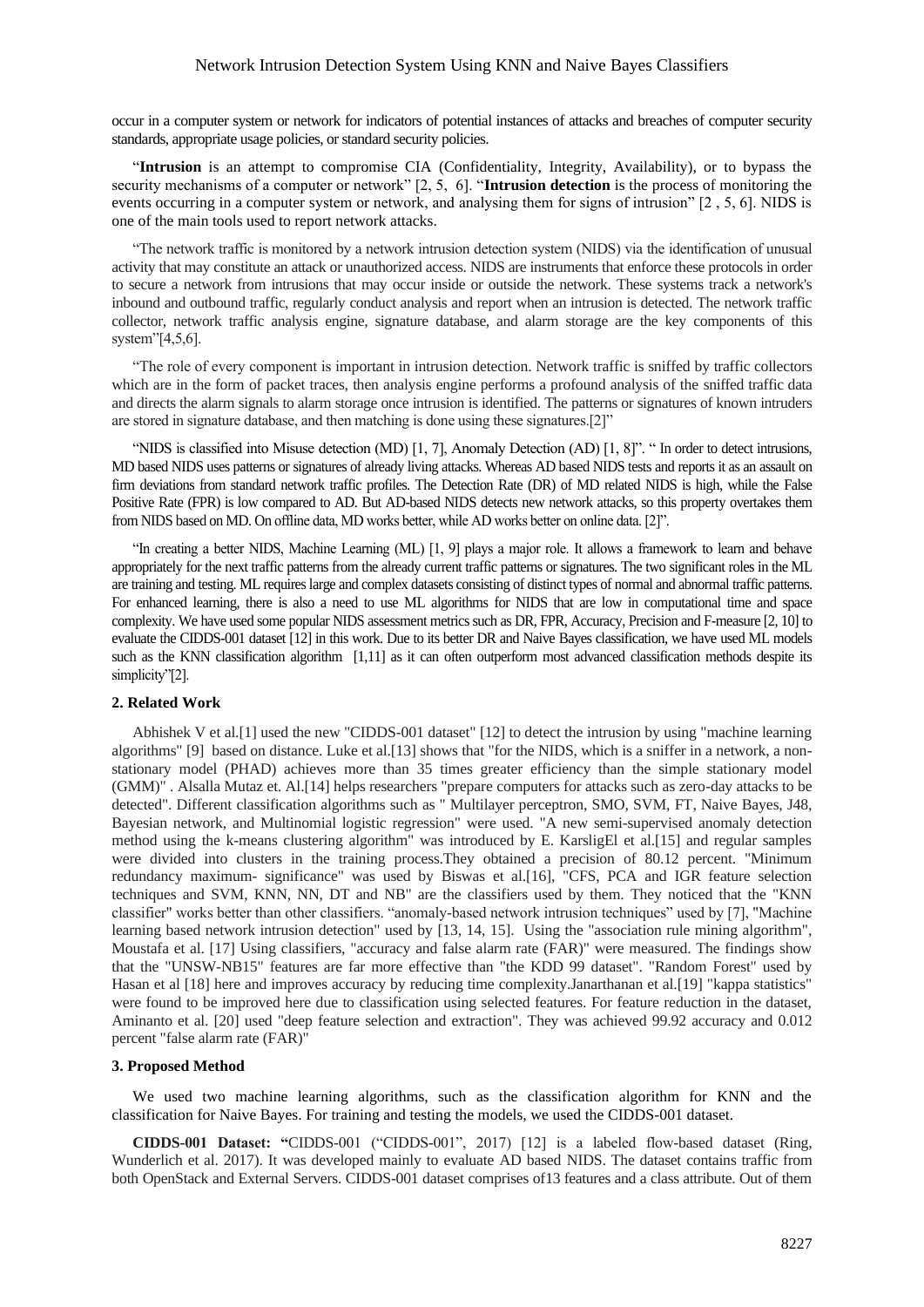occur in a computer system or network for indicators of potential instances of attacks and breaches of computer security standards, appropriate usage policies, or standard security policies.

"**Intrusion** is an attempt to compromise CIA (Confidentiality, Integrity, Availability), or to bypass the security mechanisms of a computer or network" [2, 5, 6]. "**Intrusion detection** is the process of monitoring the events occurring in a computer system or network, and analysing them for signs of intrusion" [2 , 5, 6]. NIDS is one of the main tools used to report network attacks.

"The network traffic is monitored by a network intrusion detection system (NIDS) via the identification of unusual activity that may constitute an attack or unauthorized access. NIDS are instruments that enforce these protocols in order to secure a network from intrusions that may occur inside or outside the network. These systems track a network's inbound and outbound traffic, regularly conduct analysis and report when an intrusion is detected. The network traffic collector, network traffic analysis engine, signature database, and alarm storage are the key components of this system"[4,5,6].

"The role of every component is important in intrusion detection. Network traffic is sniffed by traffic collectors which are in the form of packet traces, then analysis engine performs a profound analysis of the sniffed traffic data and directs the alarm signals to alarm storage once intrusion is identified. The patterns or signatures of known intruders are stored in signature database, and then matching is done using these signatures.[2]"

"NIDS is classified into Misuse detection (MD) [1, 7], Anomaly Detection (AD) [1, 8]". " In order to detect intrusions, MD based NIDS uses patterns or signatures of already living attacks. Whereas AD based NIDS tests and reports it as an assault on firm deviations from standard network traffic profiles. The Detection Rate (DR) of MD related NIDS is high, while the False Positive Rate (FPR) is low compared to AD. But AD-based NIDS detects new network attacks, so this property overtakes them from NIDS based on MD. On offline data, MD works better, while AD works better on online data. [2]".

"In creating a better NIDS, Machine Learning (ML) [1, 9] plays a major role. It allows a framework to learn and behave appropriately for the next traffic patterns from the already current traffic patterns or signatures. The two significant roles in the ML are training and testing. ML requires large and complex datasets consisting of distinct types of normal and abnormal traffic patterns. For enhanced learning, there is also a need to use ML algorithms for NIDS that are low in computational time and space complexity. We have used some popular NIDS assessment metrics such as DR, FPR, Accuracy, Precision and F-measure [2, 10] to evaluate the CIDDS-001 dataset [12] in this work. Due to its better DR and Naive Bayes classification, we have used ML models such as the KNN classification algorithm [1,11] as it can often outperform most advanced classification methods despite its simplicity"[2].

## 2. Related Work

Abhishek V et al.[1] used the new "CIDDS-001 dataset" [12] to detect the intrusion by using "machine learning algorithms" [9] based on distance. Luke et al.[13] shows that "for the NIDS, which is a sniffer in a network, a non-stationary model (PHAD) achieves more than 35 times greater efficiency than the simple stationary model (GMM)" . Alsalla Mutaz et. Al.[14] helps researchers "prepare computers for attacks such as zero-day attacks to be detected". Different classification algorithms such as " Multilayer perceptron, SMO, SVM, FT, Naive Bayes, J48, Bayesian network, and Multinomial logistic regression" were used. "A new semi-supervised anomaly detection method using the k-means clustering algorithm" was introduced by E. KarsligEl et al.[15] and regular samples were divided into clusters in the training process.They obtained a precision of 80.12 percent. "Minimum redundancy maximum- significance" was used by Biswas et al.[16], "CFS, PCA and IGR feature selection techniques and SVM, KNN, NN, DT and NB" are the classifiers used by them. They noticed that the "KNN classifier" works better than other classifiers. "anomaly-based network intrusion techniques" used by [7], "Machine learning based network intrusion detection" used by [13, 14, 15]. Using the "association rule mining algorithm", Moustafa et al. [17] Using classifiers, "accuracy and false alarm rate (FAR)" were measured. The findings show that the "UNSW-NB15" features are far more effective than "the KDD 99 dataset". "Random Forest" used by Hasan et al [18] here and improves accuracy by reducing time complexity.Janarthanan et al.[19] "kappa statistics" were found to be improved here due to classification using selected features. For feature reduction in the dataset, Aminanto et al. [20] used "deep feature selection and extraction". They was achieved 99.92 accuracy and 0.012 percent "false alarm rate (FAR)"

## 3. Proposed Method

We used two machine learning algorithms, such as the classification algorithm for KNN and the classification for Naive Bayes. For training and testing the models, we used the CIDDS-001 dataset.

**CIDDS-001 Dataset: "**CIDDS-001 ("CIDDS-001", 2017) [12] is a labeled flow-based dataset (Ring, Wunderlich et al. 2017). It was developed mainly to evaluate AD based NIDS. The dataset contains traffic from both OpenStack and External Servers. CIDDS-001 dataset comprises of13 features and a class attribute. Out of them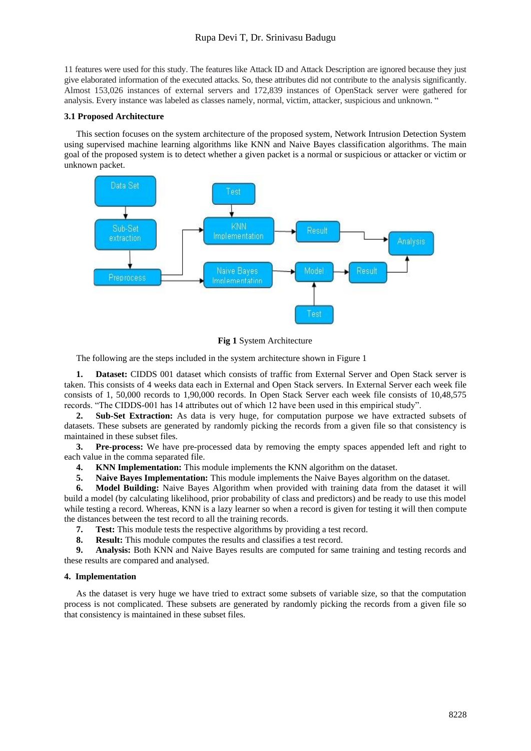11 features were used for this study. The features like Attack ID and Attack Description are ignored because they just give elaborated information of the executed attacks. So, these attributes did not contribute to the analysis significantly. Almost 153,026 instances of external servers and 172,839 instances of OpenStack server were gathered for analysis. Every instance was labeled as classes namely, normal, victim, attacker, suspicious and unknown. "

### 3.1 Proposed Architecture

This section focuses on the system architecture of the proposed system, Network Intrusion Detection System using supervised machine learning algorithms like KNN and Naive Bayes classification algorithms. The main goal of the proposed system is to detect whether a given packet is a normal or suspicious or attacker or victim or unknown packet.

**Fig 1** System Architecture

The following are the steps included in the system architecture shown in Figure 1

1. **Dataset:** CIDDS 001 dataset which consists of traffic from External Server and Open Stack server is taken. This consists of 4 weeks data each in External and Open Stack servers. In External Server each week file consists of 1, 50,000 records to 1,90,000 records. In Open Stack Server each week file consists of 10,48,575 records. "The CIDDS-001 has 14 attributes out of which 12 have been used in this empirical study".
2. **Sub-Set Extraction:** As data is very huge, for computation purpose we have extracted subsets of datasets. These subsets are generated by randomly picking the records from a given file so that consistency is maintained in these subset files.
3. **Pre-process:** We have pre-processed data by removing the empty spaces appended left and right to each value in the comma separated file.
4. **KNN Implementation:** This module implements the KNN algorithm on the dataset.
5. **Naive Bayes Implementation:** This module implements the Naive Bayes algorithm on the dataset.
6. **Model Building:** Naive Bayes Algorithm when provided with training data from the dataset it will build a model (by calculating likelihood, prior probability of class and predictors) and be ready to use this model while testing a record. Whereas, KNN is a lazy learner so when a record is given for testing it will then compute the distances between the test record to all the training records.
7. **Test:** This module tests the respective algorithms by providing a test record.
8. **Result:** This module computes the results and classifies a test record.
9. **Analysis:** Both KNN and Naive Bayes results are computed for same training and testing records and these results are compared and analysed.

## 4. Implementation

As the dataset is very huge we have tried to extract some subsets of variable size, so that the computation process is not complicated. These subsets are generated by randomly picking the records from a given file so that consistency is maintained in these subset files.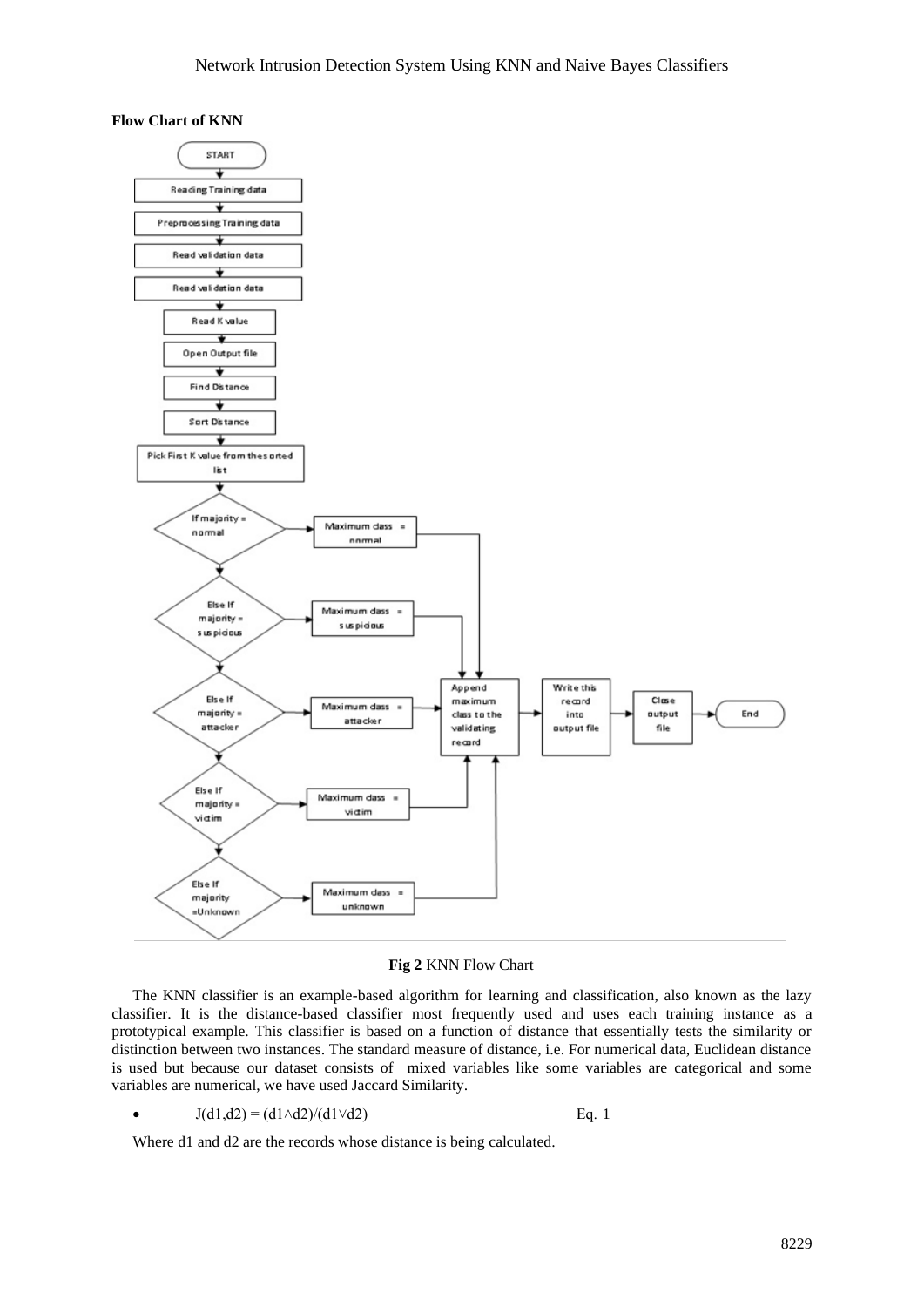**Flow Chart of KNN**

**Fig 2** KNN Flow Chart

The KNN classifier is an example-based algorithm for learning and classification, also known as the lazy classifier. It is the distance-based classifier most frequently used and uses each training instance as a prototypical example. This classifier is based on a function of distance that essentially tests the similarity or distinction between two instances. The standard measure of distance, i.e. For numerical data, Euclidean distance is used but because our dataset consists of mixed variables like some variables are categorical and some variables are numerical, we have used Jaccard Similarity.

- $J(d1,d2) = (d1 \wedge d2)/(d1 \vee d2)$ Eq. 1

Where d1 and d2 are the records whose distance is being calculated.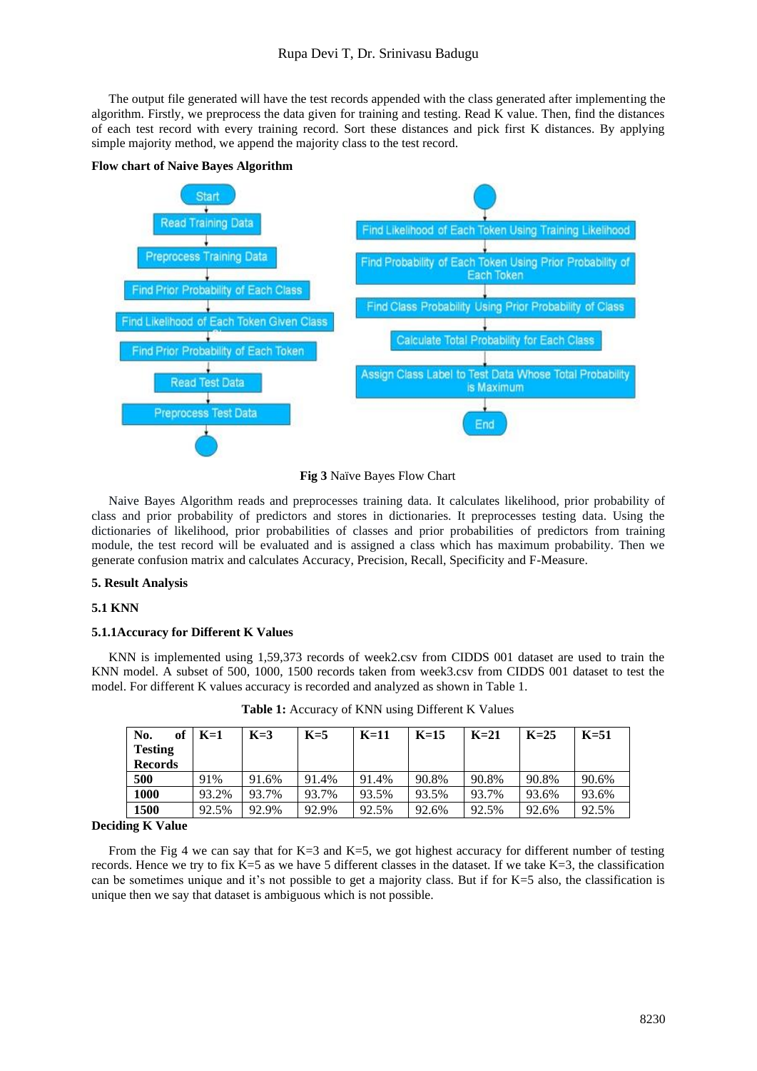The output file generated will have the test records appended with the class generated after implementing the algorithm. Firstly, we preprocess the data given for training and testing. Read K value. Then, find the distances of each test record with every training record. Sort these distances and pick first K distances. By applying simple majority method, we append the majority class to the test record.

**Flow chart of Naive Bayes Algorithm**

**Fig 3** Naïve Bayes Flow Chart

Naive Bayes Algorithm reads and preprocesses training data. It calculates likelihood, prior probability of class and prior probability of predictors and stores in dictionaries. It preprocesses testing data. Using the dictionaries of likelihood, prior probabilities of classes and prior probabilities of predictors from training module, the test record will be evaluated and is assigned a class which has maximum probability. Then we generate confusion matrix and calculates Accuracy, Precision, Recall, Specificity and F-Measure.

## 5. Result Analysis

### 5.1 KNN

#### 5.1.1Accuracy for Different K Values

KNN is implemented using 1,59,373 records of week2.csv from CIDDS 001 dataset are used to train the KNN model. A subset of 500, 1000, 1500 records taken from week3.csv from CIDDS 001 dataset to test the model. For different K values accuracy is recorded and analyzed as shown in Table 1.

**Table 1:** Accuracy of KNN using Different K Values

| No. of Testing Records | K=1 | K=3 | K=5 | K=11 | K=15 | K=21 | K=25 | K=51 |
|---|---|---|---|---|---|---|---|---|
| **500** | 91% | 91.6% | 91.4% | 91.4% | 90.8% | 90.8% | 90.8% | 90.6% |
| **1000** | 93.2% | 93.7% | 93.7% | 93.5% | 93.5% | 93.7% | 93.6% | 93.6% |
| **1500** | 92.5% | 92.9% | 92.9% | 92.5% | 92.6% | 92.5% | 92.6% | 92.5% |

**Deciding K Value**

From the Fig 4 we can say that for K=3 and K=5, we got highest accuracy for different number of testing records. Hence we try to fix K=5 as we have 5 different classes in the dataset. If we take K=3, the classification can be sometimes unique and it's not possible to get a majority class. But if for K=5 also, the classification is unique then we say that dataset is ambiguous which is not possible.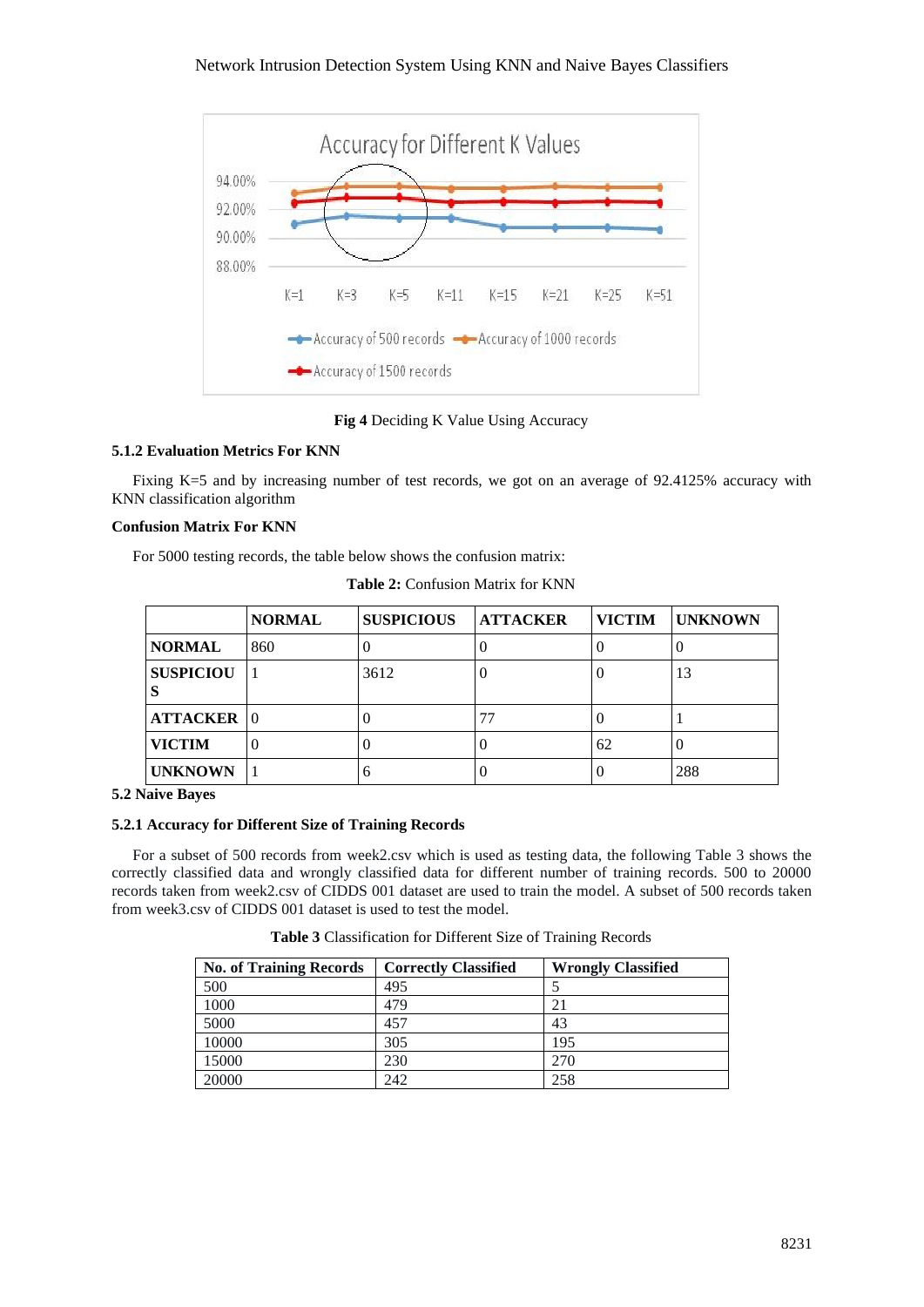Fig 4 Deciding K Value Using Accuracy

### 5.1.2 Evaluation Metrics For KNN

Fixing K=5 and by increasing number of test records, we got on an average of 92.4125% accuracy with KNN classification algorithm

**Confusion Matrix For KNN**

For 5000 testing records, the table below shows the confusion matrix:

**Table 2:** Confusion Matrix for KNN

| | NORMAL | SUSPICIOUS | ATTACKER | VICTIM | UNKNOWN |
|---|---|---|---|---|---|
| **NORMAL** | 860 | 0 | 0 | 0 | 0 |
| **SUSPICIOUS** | 1 | 3612 | 0 | 0 | 13 |
| **ATTACKER** | 0 | 0 | 77 | 0 | 1 |
| **VICTIM** | 0 | 0 | 0 | 62 | 0 |
| **UNKNOWN** | 1 | 6 | 0 | 0 | 288 |

## 5.2 Naive Bayes

### 5.2.1 Accuracy for Different Size of Training Records

For a subset of 500 records from week2.csv which is used as testing data, the following Table 3 shows the correctly classified data and wrongly classified data for different number of training records. 500 to 20000 records taken from week2.csv of CIDDS 001 dataset are used to train the model. A subset of 500 records taken from week3.csv of CIDDS 001 dataset is used to test the model.

**Table 3** Classification for Different Size of Training Records

| No. of Training Records | Correctly Classified | Wrongly Classified |
|---|---|---|
| 500 | 495 | 5 |
| 1000 | 479 | 21 |
| 5000 | 457 | 43 |
| 10000 | 305 | 195 |
| 15000 | 230 | 270 |
| 20000 | 242 | 258 |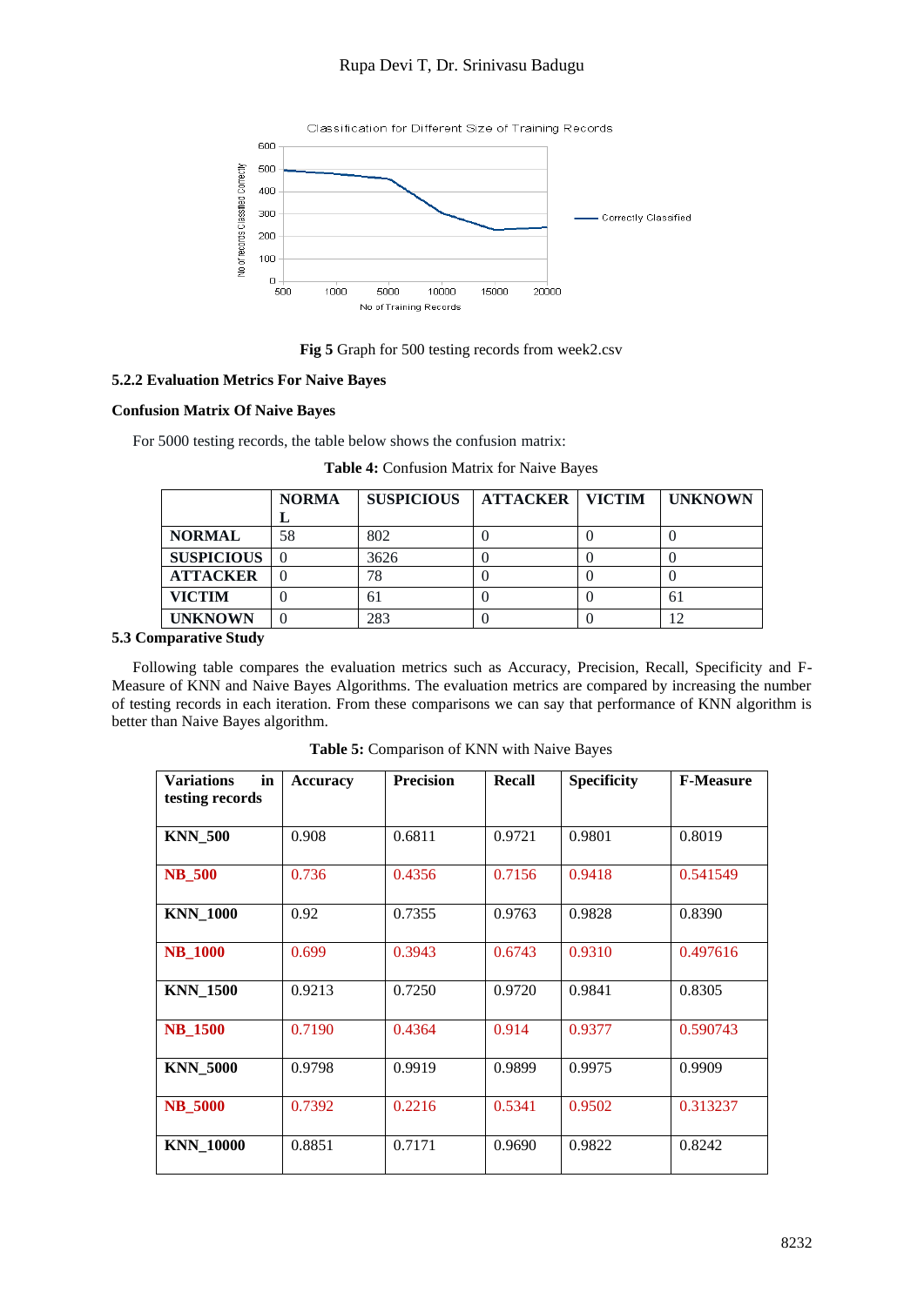Fig 5 Graph for 500 testing records from week2.csv

### 5.2.2 Evaluation Metrics For Naive Bayes

**Confusion Matrix Of Naive Bayes**

For 5000 testing records, the table below shows the confusion matrix:

**Table 4:** Confusion Matrix for Naive Bayes

| | NORMAL | SUSPICIOUS | ATTACKER | VICTIM | UNKNOWN |
|---|---|---|---|---|---|
| **NORMAL** | 58 | 802 | 0 | 0 | 0 |
| **SUSPICIOUS** | 0 | 3626 | 0 | 0 | 0 |
| **ATTACKER** | 0 | 78 | 0 | 0 | 0 |
| **VICTIM** | 0 | 61 | 0 | 0 | 61 |
| **UNKNOWN** | 0 | 283 | 0 | 0 | 12 |

### 5.3 Comparative Study

Following table compares the evaluation metrics such as Accuracy, Precision, Recall, Specificity and F-Measure of KNN and Naive Bayes Algorithms. The evaluation metrics are compared by increasing the number of testing records in each iteration. From these comparisons we can say that performance of KNN algorithm is better than Naive Bayes algorithm.

**Table 5:** Comparison of KNN with Naive Bayes

| Variations in testing records | Accuracy | Precision | Recall | Specificity | F-Measure |
|---|---|---|---|---|---|
| **KNN_500** | 0.908 | 0.6811 | 0.9721 | 0.9801 | 0.8019 |
| **NB_500** | 0.736 | 0.4356 | 0.7156 | 0.9418 | 0.541549 |
| **KNN_1000** | 0.92 | 0.7355 | 0.9763 | 0.9828 | 0.8390 |
| **NB_1000** | 0.699 | 0.3943 | 0.6743 | 0.9310 | 0.497616 |
| **KNN_1500** | 0.9213 | 0.7250 | 0.9720 | 0.9841 | 0.8305 |
| **NB_1500** | 0.7190 | 0.4364 | 0.914 | 0.9377 | 0.590743 |
| **KNN_5000** | 0.9798 | 0.9919 | 0.9899 | 0.9975 | 0.9909 |
| **NB_5000** | 0.7392 | 0.2216 | 0.5341 | 0.9502 | 0.313237 |
| **KNN_10000** | 0.8851 | 0.7171 | 0.9690 | 0.9822 | 0.8242 |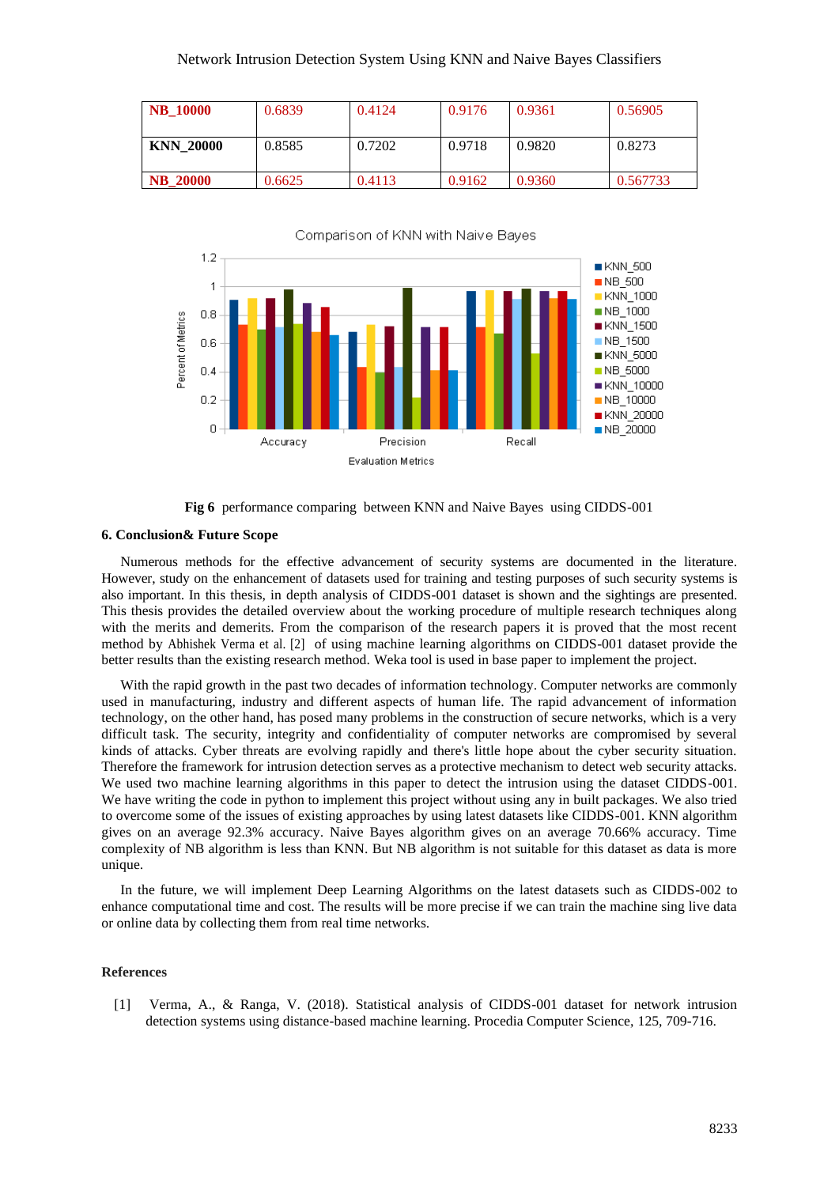| NB_10000 | 0.6839 | 0.4124 | 0.9176 | 0.9361 | 0.56905 |
|---|---|---|---|---|---|
| KNN_20000 | 0.8585 | 0.7202 | 0.9718 | 0.9820 | 0.8273 |
| NB_20000 | 0.6625 | 0.4113 | 0.9162 | 0.9360 | 0.567733 |

**Fig 6** performance comparing between KNN and Naive Bayes using CIDDS-001

### 6. Conclusion& Future Scope

Numerous methods for the effective advancement of security systems are documented in the literature. However, study on the enhancement of datasets used for training and testing purposes of such security systems is also important. In this thesis, in depth analysis of CIDDS-001 dataset is shown and the sightings are presented. This thesis provides the detailed overview about the working procedure of multiple research techniques along with the merits and demerits. From the comparison of the research papers it is proved that the most recent method by Abhishek Verma et al. [2] of using machine learning algorithms on CIDDS-001 dataset provide the better results than the existing research method. Weka tool is used in base paper to implement the project.

With the rapid growth in the past two decades of information technology. Computer networks are commonly used in manufacturing, industry and different aspects of human life. The rapid advancement of information technology, on the other hand, has posed many problems in the construction of secure networks, which is a very difficult task. The security, integrity and confidentiality of computer networks are compromised by several kinds of attacks. Cyber threats are evolving rapidly and there's little hope about the cyber security situation. Therefore the framework for intrusion detection serves as a protective mechanism to detect web security attacks. We used two machine learning algorithms in this paper to detect the intrusion using the dataset CIDDS-001. We have writing the code in python to implement this project without using any in built packages. We also tried to overcome some of the issues of existing approaches by using latest datasets like CIDDS-001. KNN algorithm gives on an average 92.3% accuracy. Naive Bayes algorithm gives on an average 70.66% accuracy. Time complexity of NB algorithm is less than KNN. But NB algorithm is not suitable for this dataset as data is more unique.

In the future, we will implement Deep Learning Algorithms on the latest datasets such as CIDDS-002 to enhance computational time and cost. The results will be more precise if we can train the machine sing live data or online data by collecting them from real time networks.

### References

[1] Verma, A., & Ranga, V. (2018). Statistical analysis of CIDDS-001 dataset for network intrusion detection systems using distance-based machine learning. Procedia Computer Science, 125, 709-716.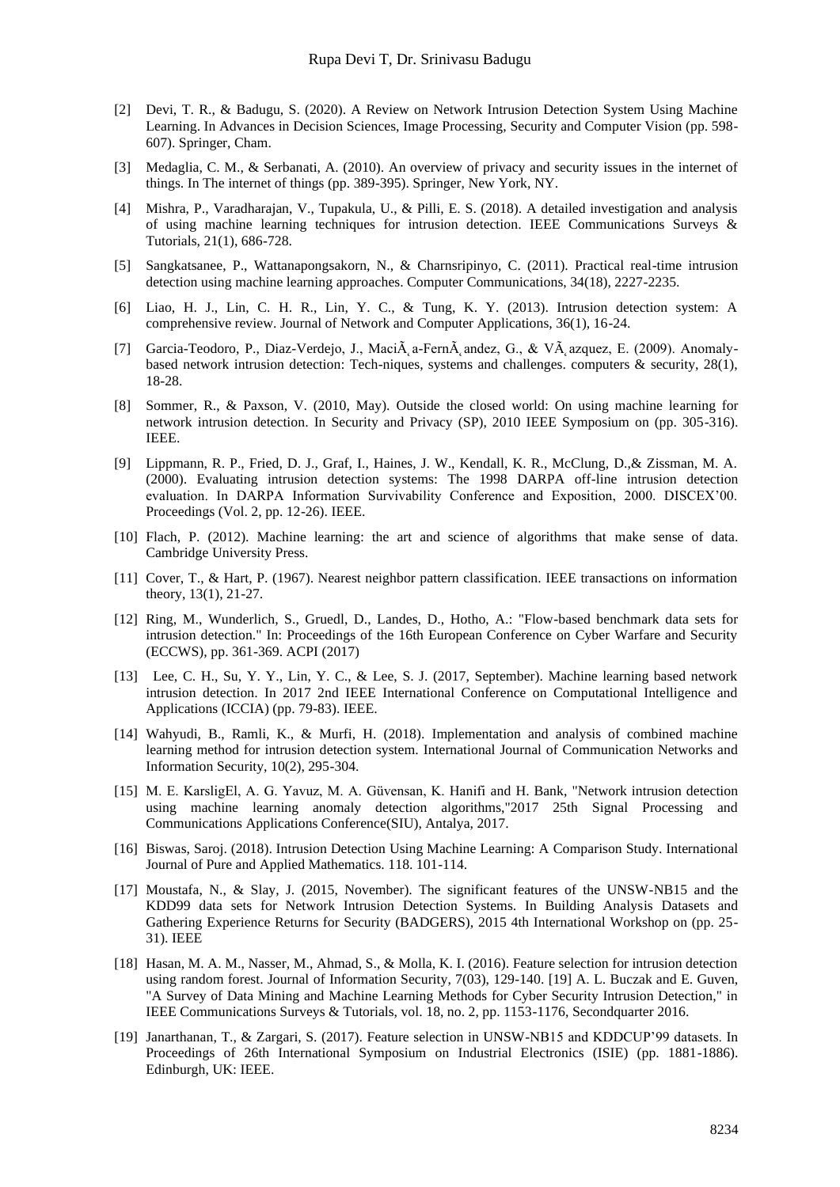[2] Devi, T. R., & Badugu, S. (2020). A Review on Network Intrusion Detection System Using Machine Learning. In Advances in Decision Sciences, Image Processing, Security and Computer Vision (pp. 598-607). Springer, Cham.

[3] Medaglia, C. M., & Serbanati, A. (2010). An overview of privacy and security issues in the internet of things. In The internet of things (pp. 389-395). Springer, New York, NY.

[4] Mishra, P., Varadharajan, V., Tupakula, U., & Pilli, E. S. (2018). A detailed investigation and analysis of using machine learning techniques for intrusion detection. IEEE Communications Surveys & Tutorials, 21(1), 686-728.

[5] Sangkatsanee, P., Wattanapongsakorn, N., & Charnsripinyo, C. (2011). Practical real-time intrusion detection using machine learning approaches. Computer Communications, 34(18), 2227-2235.

[6] Liao, H. J., Lin, C. H. R., Lin, Y. C., & Tung, K. Y. (2013). Intrusion detection system: A comprehensive review. Journal of Network and Computer Applications, 36(1), 16-24.

[7] Garcia-Teodoro, P., Diaz-Verdejo, J., MaciÃ¸a-FernÃ¸andez, G., & VÃ¸azquez, E. (2009). Anomaly-based network intrusion detection: Tech-niques, systems and challenges. computers & security, 28(1), 18-28.

[8] Sommer, R., & Paxson, V. (2010, May). Outside the closed world: On using machine learning for network intrusion detection. In Security and Privacy (SP), 2010 IEEE Symposium on (pp. 305-316). IEEE.

[9] Lippmann, R. P., Fried, D. J., Graf, I., Haines, J. W., Kendall, K. R., McClung, D.,& Zissman, M. A. (2000). Evaluating intrusion detection systems: The 1998 DARPA off-line intrusion detection evaluation. In DARPA Information Survivability Conference and Exposition, 2000. DISCEX'00. Proceedings (Vol. 2, pp. 12-26). IEEE.

[10] Flach, P. (2012). Machine learning: the art and science of algorithms that make sense of data. Cambridge University Press.

[11] Cover, T., & Hart, P. (1967). Nearest neighbor pattern classification. IEEE transactions on information theory, 13(1), 21-27.

[12] Ring, M., Wunderlich, S., Gruedl, D., Landes, D., Hotho, A.: "Flow-based benchmark data sets for intrusion detection." In: Proceedings of the 16th European Conference on Cyber Warfare and Security (ECCWS), pp. 361-369. ACPI (2017)

[13] Lee, C. H., Su, Y. Y., Lin, Y. C., & Lee, S. J. (2017, September). Machine learning based network intrusion detection. In 2017 2nd IEEE International Conference on Computational Intelligence and Applications (ICCIA) (pp. 79-83). IEEE.

[14] Wahyudi, B., Ramli, K., & Murfi, H. (2018). Implementation and analysis of combined machine learning method for intrusion detection system. International Journal of Communication Networks and Information Security, 10(2), 295-304.

[15] M. E. KarsligEl, A. G. Yavuz, M. A. Güvensan, K. Hanifi and H. Bank, "Network intrusion detection using machine learning anomaly detection algorithms,"2017 25th Signal Processing and Communications Applications Conference(SIU), Antalya, 2017.

[16] Biswas, Saroj. (2018). Intrusion Detection Using Machine Learning: A Comparison Study. International Journal of Pure and Applied Mathematics. 118. 101-114.

[17] Moustafa, N., & Slay, J. (2015, November). The significant features of the UNSW-NB15 and the KDD99 data sets for Network Intrusion Detection Systems. In Building Analysis Datasets and Gathering Experience Returns for Security (BADGERS), 2015 4th International Workshop on (pp. 25-31). IEEE

[18] Hasan, M. A. M., Nasser, M., Ahmad, S., & Molla, K. I. (2016). Feature selection for intrusion detection using random forest. Journal of Information Security, 7(03), 129-140. [19] A. L. Buczak and E. Guven, "A Survey of Data Mining and Machine Learning Methods for Cyber Security Intrusion Detection," in IEEE Communications Surveys & Tutorials, vol. 18, no. 2, pp. 1153-1176, Secondquarter 2016.

[19] Janarthanan, T., & Zargari, S. (2017). Feature selection in UNSW-NB15 and KDDCUP'99 datasets. In Proceedings of 26th International Symposium on Industrial Electronics (ISIE) (pp. 1881-1886). Edinburgh, UK: IEEE.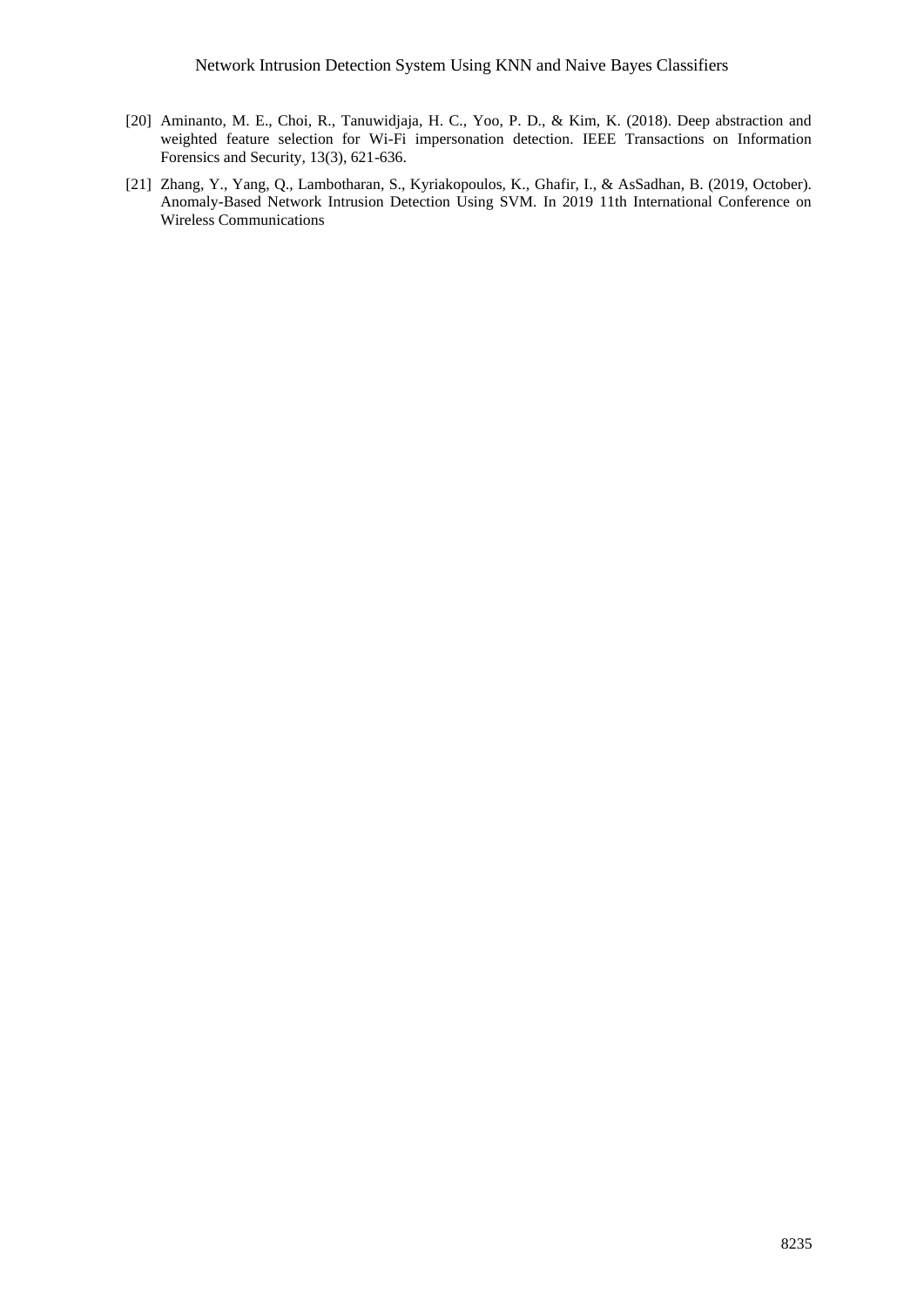[20] Aminanto, M. E., Choi, R., Tanuwidjaja, H. C., Yoo, P. D., & Kim, K. (2018). Deep abstraction and weighted feature selection for Wi-Fi impersonation detection. IEEE Transactions on Information Forensics and Security, 13(3), 621-636.

[21] Zhang, Y., Yang, Q., Lambotharan, S., Kyriakopoulos, K., Ghafir, I., & AsSadhan, B. (2019, October). Anomaly-Based Network Intrusion Detection Using SVM. In 2019 11th International Conference on Wireless Communications